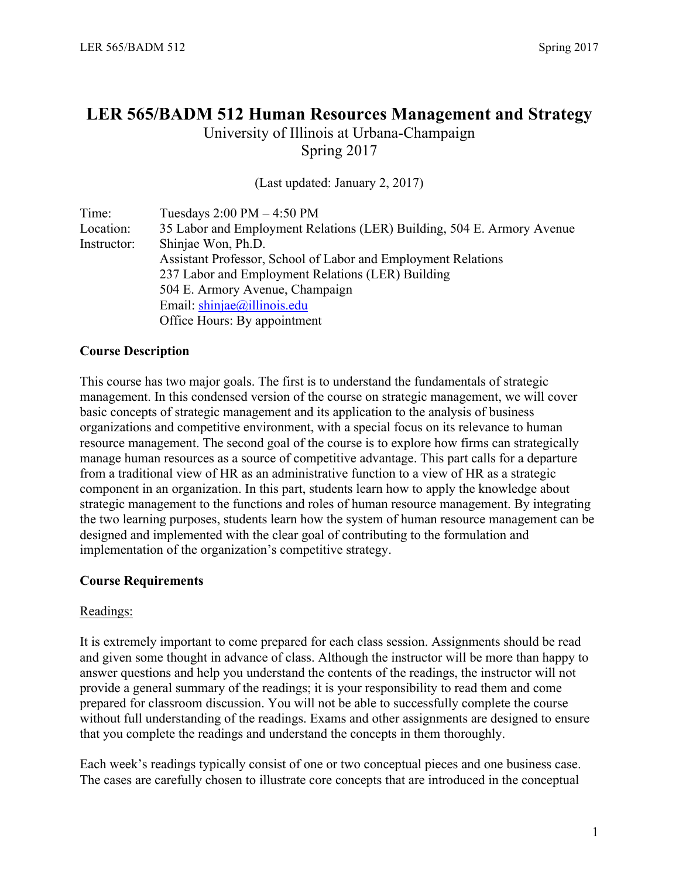# LER 565/BADM 512 Human Resources Management and Strategy

University of Illinois at Urbana-Champaign
Spring 2017

(Last updated: January 2, 2017)

| | |
|---|---|
| Time: | Tuesdays 2:00 PM – 4:50 PM |
| Location: | 35 Labor and Employment Relations (LER) Building, 504 E. Armory Avenue |
| Instructor: | Shinjae Won, Ph.D. |
| | Assistant Professor, School of Labor and Employment Relations |
| | 237 Labor and Employment Relations (LER) Building |
| | 504 E. Armory Avenue, Champaign |
| | Email: shinjae@illinois.edu |
| | Office Hours: By appointment |

**Course Description**

This course has two major goals. The first is to understand the fundamentals of strategic management. In this condensed version of the course on strategic management, we will cover basic concepts of strategic management and its application to the analysis of business organizations and competitive environment, with a special focus on its relevance to human resource management. The second goal of the course is to explore how firms can strategically manage human resources as a source of competitive advantage. This part calls for a departure from a traditional view of HR as an administrative function to a view of HR as a strategic component in an organization. In this part, students learn how to apply the knowledge about strategic management to the functions and roles of human resource management. By integrating the two learning purposes, students learn how the system of human resource management can be designed and implemented with the clear goal of contributing to the formulation and implementation of the organization's competitive strategy.

**Course Requirements**

Readings:

It is extremely important to come prepared for each class session. Assignments should be read and given some thought in advance of class. Although the instructor will be more than happy to answer questions and help you understand the contents of the readings, the instructor will not provide a general summary of the readings; it is your responsibility to read them and come prepared for classroom discussion. You will not be able to successfully complete the course without full understanding of the readings. Exams and other assignments are designed to ensure that you complete the readings and understand the concepts in them thoroughly.

Each week's readings typically consist of one or two conceptual pieces and one business case. The cases are carefully chosen to illustrate core concepts that are introduced in the conceptual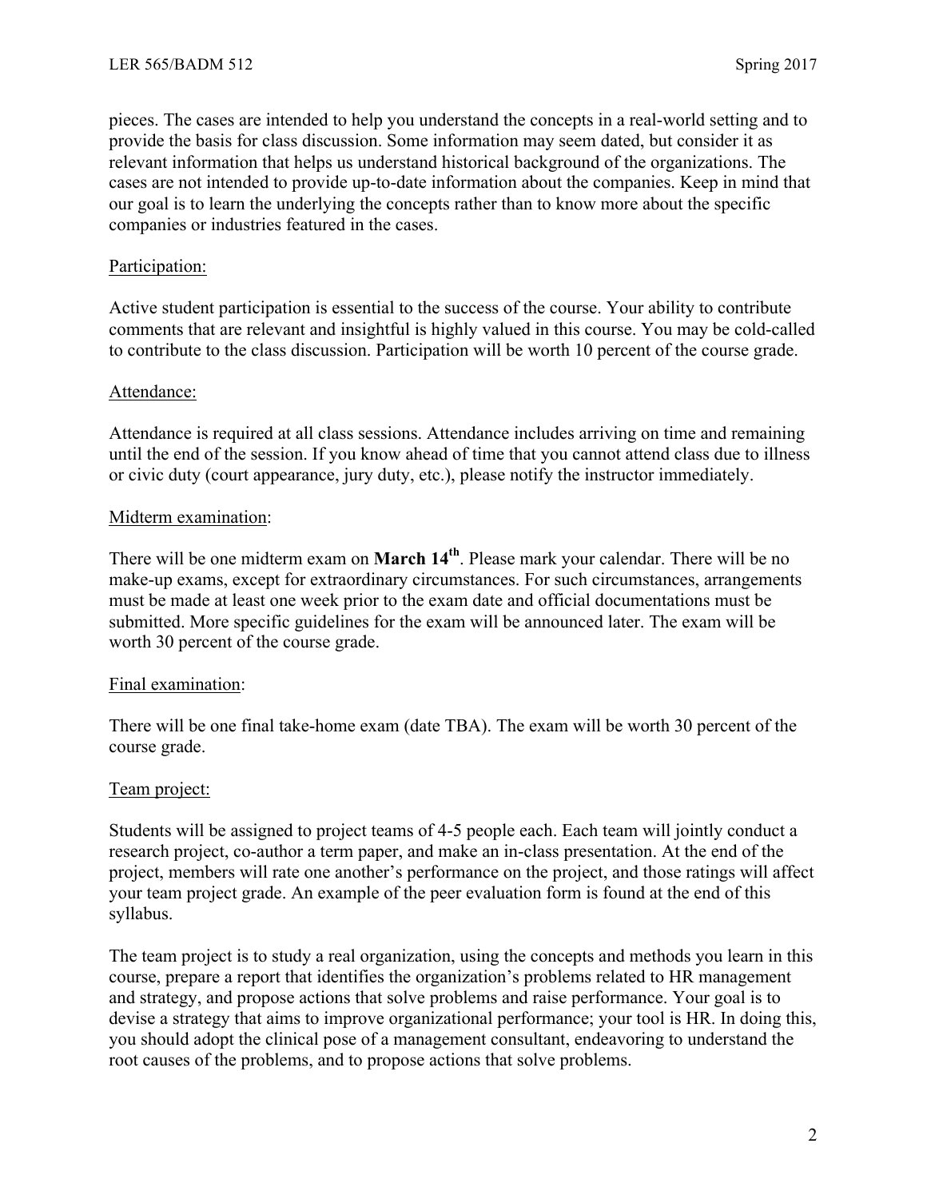pieces. The cases are intended to help you understand the concepts in a real-world setting and to provide the basis for class discussion. Some information may seem dated, but consider it as relevant information that helps us understand historical background of the organizations. The cases are not intended to provide up-to-date information about the companies. Keep in mind that our goal is to learn the underlying the concepts rather than to know more about the specific companies or industries featured in the cases.

<u>Participation:</u>

Active student participation is essential to the success of the course. Your ability to contribute comments that are relevant and insightful is highly valued in this course. You may be cold-called to contribute to the class discussion. Participation will be worth 10 percent of the course grade.

<u>Attendance:</u>

Attendance is required at all class sessions. Attendance includes arriving on time and remaining until the end of the session. If you know ahead of time that you cannot attend class due to illness or civic duty (court appearance, jury duty, etc.), please notify the instructor immediately.

<u>Midterm examination</u>:

There will be one midterm exam on **March 14th**. Please mark your calendar. There will be no make-up exams, except for extraordinary circumstances. For such circumstances, arrangements must be made at least one week prior to the exam date and official documentations must be submitted. More specific guidelines for the exam will be announced later. The exam will be worth 30 percent of the course grade.

<u>Final examination</u>:

There will be one final take-home exam (date TBA). The exam will be worth 30 percent of the course grade.

<u>Team project:</u>

Students will be assigned to project teams of 4-5 people each. Each team will jointly conduct a research project, co-author a term paper, and make an in-class presentation. At the end of the project, members will rate one another's performance on the project, and those ratings will affect your team project grade. An example of the peer evaluation form is found at the end of this syllabus.

The team project is to study a real organization, using the concepts and methods you learn in this course, prepare a report that identifies the organization's problems related to HR management and strategy, and propose actions that solve problems and raise performance. Your goal is to devise a strategy that aims to improve organizational performance; your tool is HR. In doing this, you should adopt the clinical pose of a management consultant, endeavoring to understand the root causes of the problems, and to propose actions that solve problems.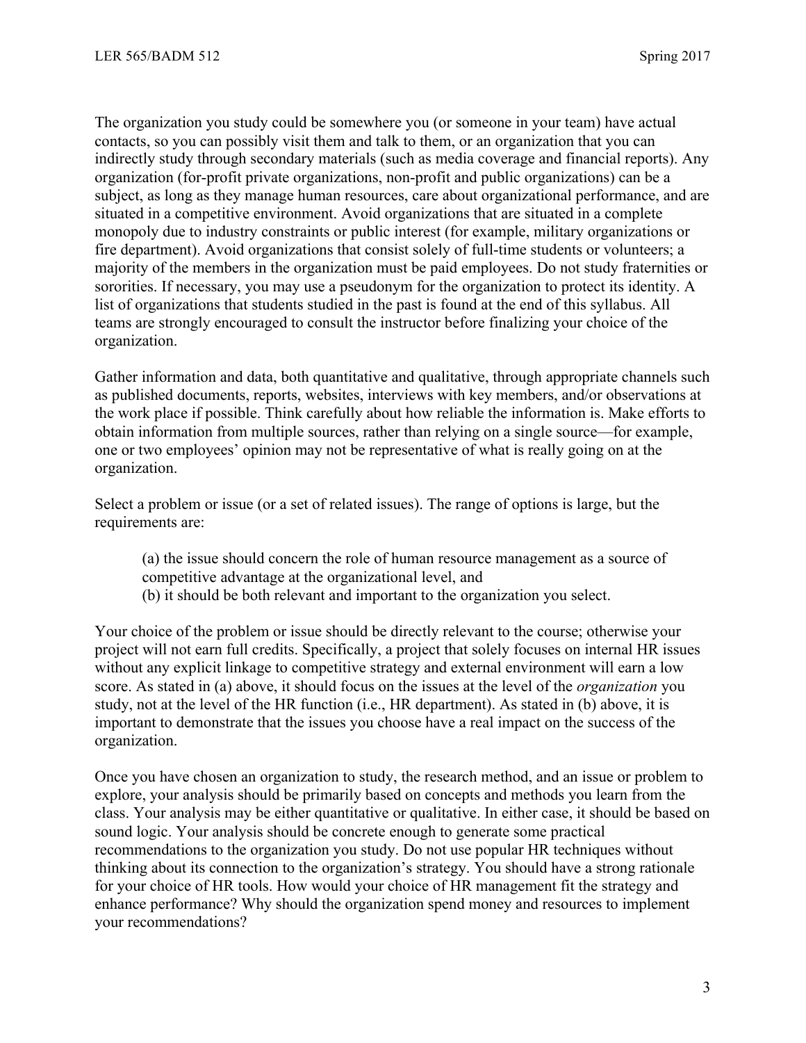The organization you study could be somewhere you (or someone in your team) have actual contacts, so you can possibly visit them and talk to them, or an organization that you can indirectly study through secondary materials (such as media coverage and financial reports). Any organization (for-profit private organizations, non-profit and public organizations) can be a subject, as long as they manage human resources, care about organizational performance, and are situated in a competitive environment. Avoid organizations that are situated in a complete monopoly due to industry constraints or public interest (for example, military organizations or fire department). Avoid organizations that consist solely of full-time students or volunteers; a majority of the members in the organization must be paid employees. Do not study fraternities or sororities. If necessary, you may use a pseudonym for the organization to protect its identity. A list of organizations that students studied in the past is found at the end of this syllabus. All teams are strongly encouraged to consult the instructor before finalizing your choice of the organization.

Gather information and data, both quantitative and qualitative, through appropriate channels such as published documents, reports, websites, interviews with key members, and/or observations at the work place if possible. Think carefully about how reliable the information is. Make efforts to obtain information from multiple sources, rather than relying on a single source—for example, one or two employees' opinion may not be representative of what is really going on at the organization.

Select a problem or issue (or a set of related issues). The range of options is large, but the requirements are:

> (a) the issue should concern the role of human resource management as a source of competitive advantage at the organizational level, and
> (b) it should be both relevant and important to the organization you select.

Your choice of the problem or issue should be directly relevant to the course; otherwise your project will not earn full credits. Specifically, a project that solely focuses on internal HR issues without any explicit linkage to competitive strategy and external environment will earn a low score. As stated in (a) above, it should focus on the issues at the level of the *organization* you study, not at the level of the HR function (i.e., HR department). As stated in (b) above, it is important to demonstrate that the issues you choose have a real impact on the success of the organization.

Once you have chosen an organization to study, the research method, and an issue or problem to explore, your analysis should be primarily based on concepts and methods you learn from the class. Your analysis may be either quantitative or qualitative. In either case, it should be based on sound logic. Your analysis should be concrete enough to generate some practical recommendations to the organization you study. Do not use popular HR techniques without thinking about its connection to the organization's strategy. You should have a strong rationale for your choice of HR tools. How would your choice of HR management fit the strategy and enhance performance? Why should the organization spend money and resources to implement your recommendations?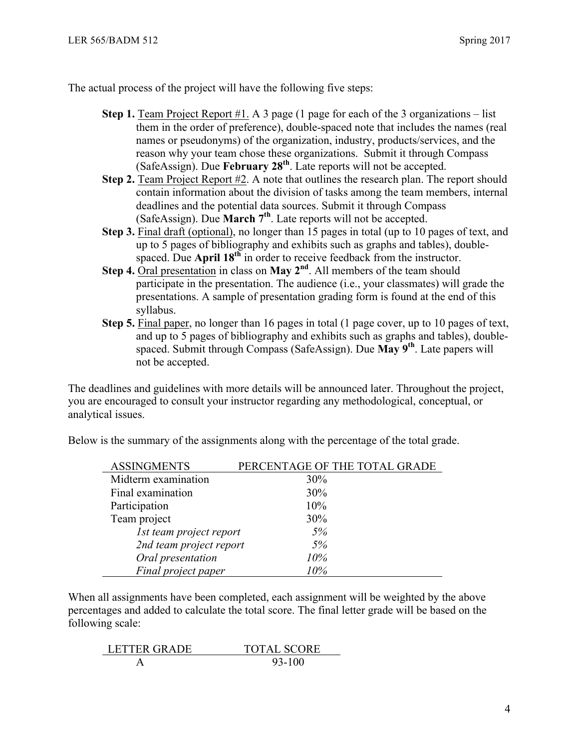The actual process of the project will have the following five steps:

- **Step 1.** Team Project Report #1. A 3 page (1 page for each of the 3 organizations – list them in the order of preference), double-spaced note that includes the names (real names or pseudonyms) of the organization, industry, products/services, and the reason why your team chose these organizations. Submit it through Compass (SafeAssign). Due **February 28th**. Late reports will not be accepted.
- **Step 2.** Team Project Report #2. A note that outlines the research plan. The report should contain information about the division of tasks among the team members, internal deadlines and the potential data sources. Submit it through Compass (SafeAssign). Due **March 7th**. Late reports will not be accepted.
- **Step 3.** Final draft (optional), no longer than 15 pages in total (up to 10 pages of text, and up to 5 pages of bibliography and exhibits such as graphs and tables), double-spaced. Due **April 18th** in order to receive feedback from the instructor.
- **Step 4.** Oral presentation in class on **May 2nd**. All members of the team should participate in the presentation. The audience (i.e., your classmates) will grade the presentations. A sample of presentation grading form is found at the end of this syllabus.
- **Step 5.** Final paper, no longer than 16 pages in total (1 page cover, up to 10 pages of text, and up to 5 pages of bibliography and exhibits such as graphs and tables), double-spaced. Submit through Compass (SafeAssign). Due **May 9th**. Late papers will not be accepted.

The deadlines and guidelines with more details will be announced later. Throughout the project, you are encouraged to consult your instructor regarding any methodological, conceptual, or analytical issues.

Below is the summary of the assignments along with the percentage of the total grade.

| ASSINGMENTS | PERCENTAGE OF THE TOTAL GRADE |
|---|---|
| Midterm examination | 30% |
| Final examination | 30% |
| Participation | 10% |
| Team project | 30% |
| *1st team project report* | *5%* |
| *2nd team project report* | *5%* |
| *Oral presentation* | *10%* |
| *Final project paper* | *10%* |

When all assignments have been completed, each assignment will be weighted by the above percentages and added to calculate the total score. The final letter grade will be based on the following scale:

| LETTER GRADE | TOTAL SCORE |
|---|---|
| A | 93-100 |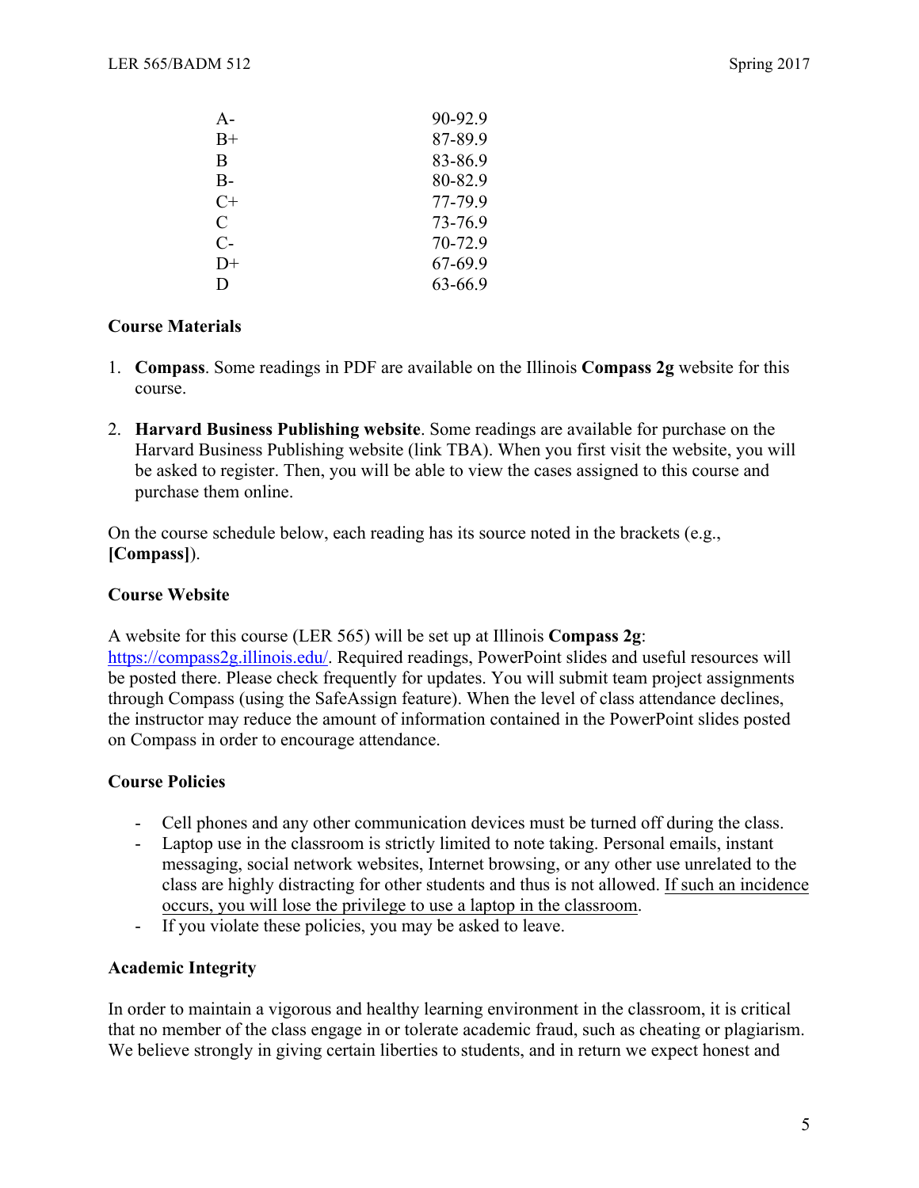| | |
|---|---|
| A- | 90-92.9 |
| B+ | 87-89.9 |
| B | 83-86.9 |
| B- | 80-82.9 |
| C+ | 77-79.9 |
| C | 73-76.9 |
| C- | 70-72.9 |
| D+ | 67-69.9 |
| D | 63-66.9 |

**Course Materials**

1. **Compass**. Some readings in PDF are available on the Illinois **Compass 2g** website for this course.

2. **Harvard Business Publishing website**. Some readings are available for purchase on the Harvard Business Publishing website (link TBA). When you first visit the website, you will be asked to register. Then, you will be able to view the cases assigned to this course and purchase them online.

On the course schedule below, each reading has its source noted in the brackets (e.g., **[Compass]**).

**Course Website**

A website for this course (LER 565) will be set up at Illinois **Compass 2g**: https://compass2g.illinois.edu/. Required readings, PowerPoint slides and useful resources will be posted there. Please check frequently for updates. You will submit team project assignments through Compass (using the SafeAssign feature). When the level of class attendance declines, the instructor may reduce the amount of information contained in the PowerPoint slides posted on Compass in order to encourage attendance.

**Course Policies**

- Cell phones and any other communication devices must be turned off during the class.
- Laptop use in the classroom is strictly limited to note taking. Personal emails, instant messaging, social network websites, Internet browsing, or any other use unrelated to the class are highly distracting for other students and thus is not allowed. <u>If such an incidence occurs, you will lose the privilege to use a laptop in the classroom</u>.
- If you violate these policies, you may be asked to leave.

**Academic Integrity**

In order to maintain a vigorous and healthy learning environment in the classroom, it is critical that no member of the class engage in or tolerate academic fraud, such as cheating or plagiarism. We believe strongly in giving certain liberties to students, and in return we expect honest and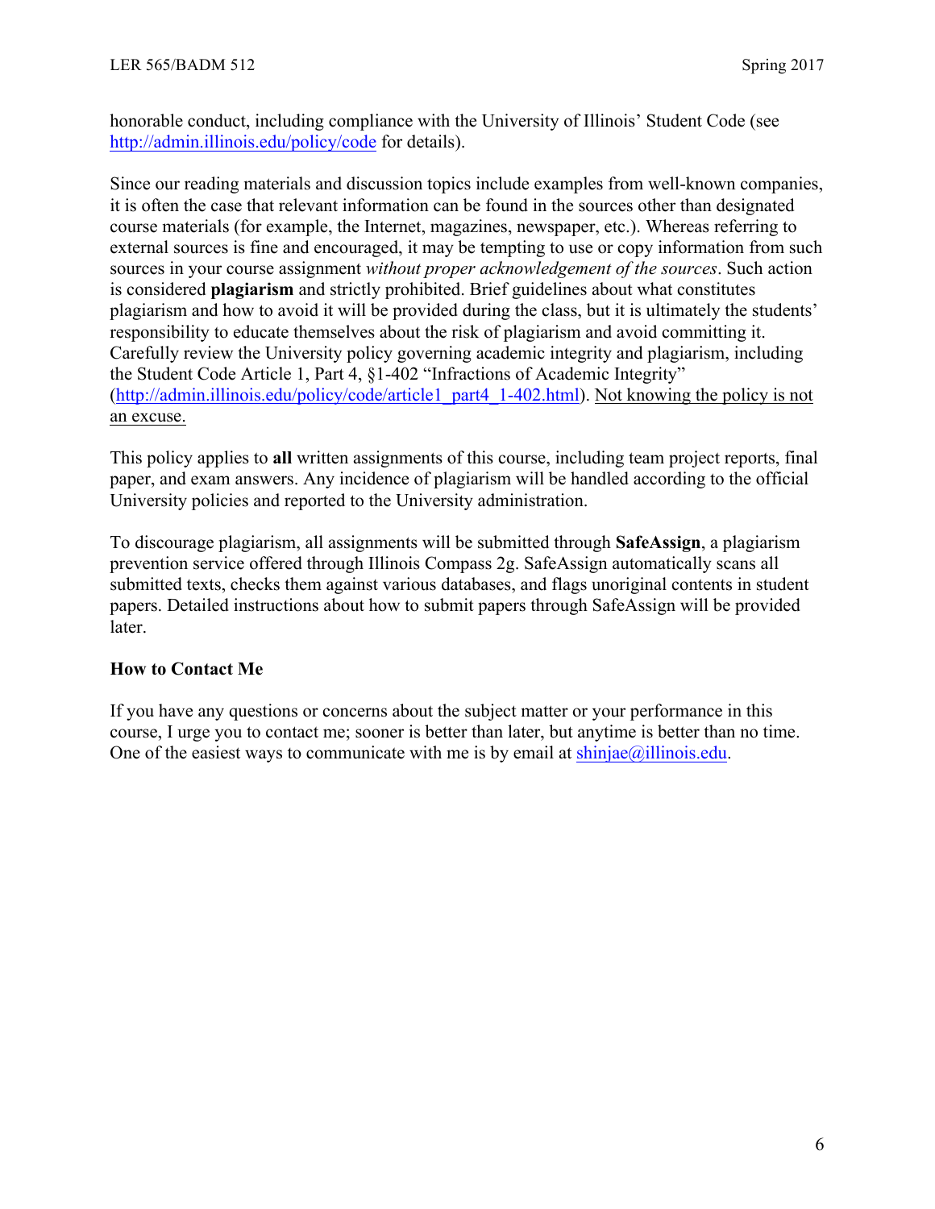honorable conduct, including compliance with the University of Illinois' Student Code (see http://admin.illinois.edu/policy/code for details).

Since our reading materials and discussion topics include examples from well-known companies, it is often the case that relevant information can be found in the sources other than designated course materials (for example, the Internet, magazines, newspaper, etc.). Whereas referring to external sources is fine and encouraged, it may be tempting to use or copy information from such sources in your course assignment *without proper acknowledgement of the sources*. Such action is considered **plagiarism** and strictly prohibited. Brief guidelines about what constitutes plagiarism and how to avoid it will be provided during the class, but it is ultimately the students' responsibility to educate themselves about the risk of plagiarism and avoid committing it. Carefully review the University policy governing academic integrity and plagiarism, including the Student Code Article 1, Part 4, §1-402 "Infractions of Academic Integrity" (http://admin.illinois.edu/policy/code/article1_part4_1-402.html). Not knowing the policy is not an excuse.

This policy applies to **all** written assignments of this course, including team project reports, final paper, and exam answers. Any incidence of plagiarism will be handled according to the official University policies and reported to the University administration.

To discourage plagiarism, all assignments will be submitted through **SafeAssign**, a plagiarism prevention service offered through Illinois Compass 2g. SafeAssign automatically scans all submitted texts, checks them against various databases, and flags unoriginal contents in student papers. Detailed instructions about how to submit papers through SafeAssign will be provided later.

**How to Contact Me**

If you have any questions or concerns about the subject matter or your performance in this course, I urge you to contact me; sooner is better than later, but anytime is better than no time. One of the easiest ways to communicate with me is by email at shinjae@illinois.edu.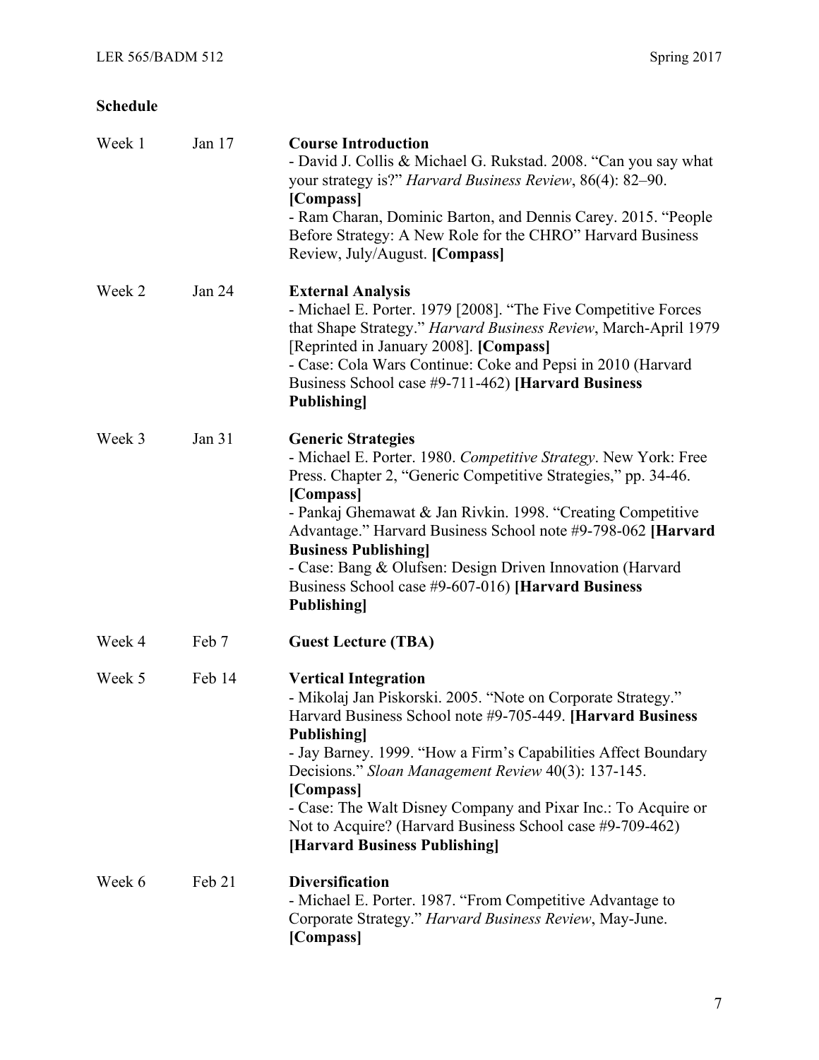## Schedule

| | | |
|---|---|---|
| Week 1 | Jan 17 | **Course Introduction**<br>- David J. Collis & Michael G. Rukstad. 2008. "Can you say what your strategy is?" *Harvard Business Review*, 86(4): 82–90. **[Compass]**<br>- Ram Charan, Dominic Barton, and Dennis Carey. 2015. "People Before Strategy: A New Role for the CHRO" Harvard Business Review, July/August. **[Compass]** |
| Week 2 | Jan 24 | **External Analysis**<br>- Michael E. Porter. 1979 [2008]. "The Five Competitive Forces that Shape Strategy." *Harvard Business Review*, March-April 1979 [Reprinted in January 2008]. **[Compass]**<br>- Case: Cola Wars Continue: Coke and Pepsi in 2010 (Harvard Business School case #9-711-462) **[Harvard Business Publishing]** |
| Week 3 | Jan 31 | **Generic Strategies**<br>- Michael E. Porter. 1980. *Competitive Strategy*. New York: Free Press. Chapter 2, "Generic Competitive Strategies," pp. 34-46. **[Compass]**<br>- Pankaj Ghemawat & Jan Rivkin. 1998. "Creating Competitive Advantage." Harvard Business School note #9-798-062 **[Harvard Business Publishing]**<br>- Case: Bang & Olufsen: Design Driven Innovation (Harvard Business School case #9-607-016) **[Harvard Business Publishing]** |
| Week 4 | Feb 7 | **Guest Lecture (TBA)** |
| Week 5 | Feb 14 | **Vertical Integration**<br>- Mikolaj Jan Piskorski. 2005. "Note on Corporate Strategy." Harvard Business School note #9-705-449. **[Harvard Business Publishing]**<br>- Jay Barney. 1999. "How a Firm's Capabilities Affect Boundary Decisions." *Sloan Management Review* 40(3): 137-145. **[Compass]**<br>- Case: The Walt Disney Company and Pixar Inc.: To Acquire or Not to Acquire? (Harvard Business School case #9-709-462) **[Harvard Business Publishing]** |
| Week 6 | Feb 21 | **Diversification**<br>- Michael E. Porter. 1987. "From Competitive Advantage to Corporate Strategy." *Harvard Business Review*, May-June. **[Compass]** |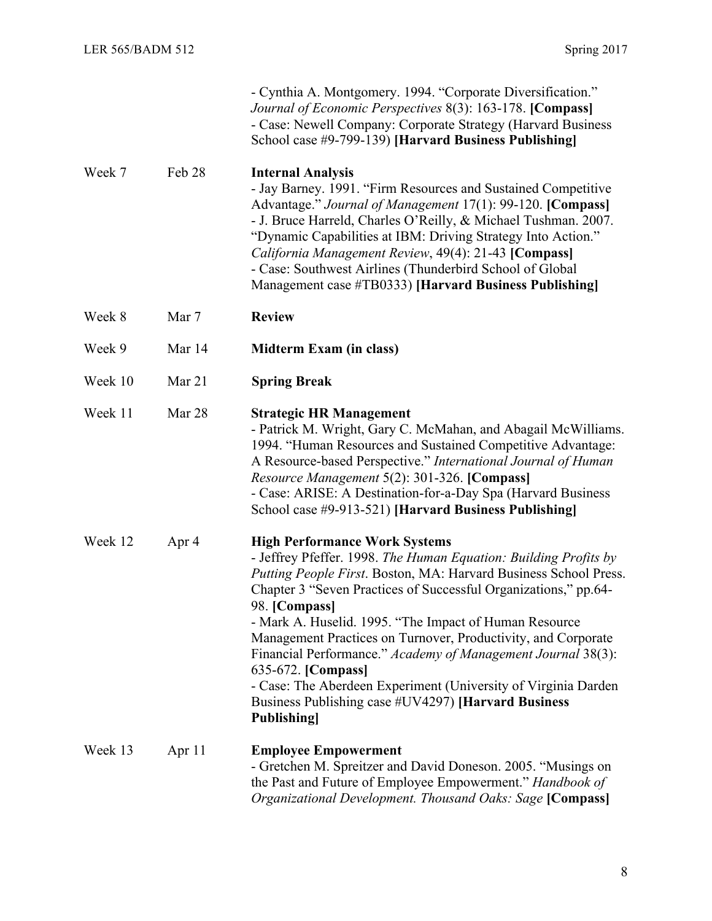| | | |
|---|---|---|
| | | - Cynthia A. Montgomery. 1994. "Corporate Diversification." *Journal of Economic Perspectives* 8(3): 163-178. **[Compass]**<br>- Case: Newell Company: Corporate Strategy (Harvard Business School case #9-799-139) **[Harvard Business Publishing]** |
| Week 7 | Feb 28 | **Internal Analysis**<br>- Jay Barney. 1991. "Firm Resources and Sustained Competitive Advantage." *Journal of Management* 17(1): 99-120. **[Compass]**<br>- J. Bruce Harreld, Charles O'Reilly, & Michael Tushman. 2007. "Dynamic Capabilities at IBM: Driving Strategy Into Action." *California Management Review*, 49(4): 21-43 **[Compass]**<br>- Case: Southwest Airlines (Thunderbird School of Global Management case #TB0333) **[Harvard Business Publishing]** |
| Week 8 | Mar 7 | **Review** |
| Week 9 | Mar 14 | **Midterm Exam (in class)** |
| Week 10 | Mar 21 | **Spring Break** |
| Week 11 | Mar 28 | **Strategic HR Management**<br>- Patrick M. Wright, Gary C. McMahan, and Abagail McWilliams. 1994. "Human Resources and Sustained Competitive Advantage: A Resource-based Perspective." *International Journal of Human Resource Management* 5(2): 301-326. **[Compass]**<br>- Case: ARISE: A Destination-for-a-Day Spa (Harvard Business School case #9-913-521) **[Harvard Business Publishing]** |
| Week 12 | Apr 4 | **High Performance Work Systems**<br>- Jeffrey Pfeffer. 1998. *The Human Equation: Building Profits by Putting People First*. Boston, MA: Harvard Business School Press. Chapter 3 "Seven Practices of Successful Organizations," pp.64-98. **[Compass]**<br>- Mark A. Huselid. 1995. "The Impact of Human Resource Management Practices on Turnover, Productivity, and Corporate Financial Performance." *Academy of Management Journal* 38(3): 635-672. **[Compass]**<br>- Case: The Aberdeen Experiment (University of Virginia Darden Business Publishing case #UV4297) **[Harvard Business Publishing]** |
| Week 13 | Apr 11 | **Employee Empowerment**<br>- Gretchen M. Spreitzer and David Doneson. 2005. "Musings on the Past and Future of Employee Empowerment." *Handbook of Organizational Development. Thousand Oaks: Sage* **[Compass]** |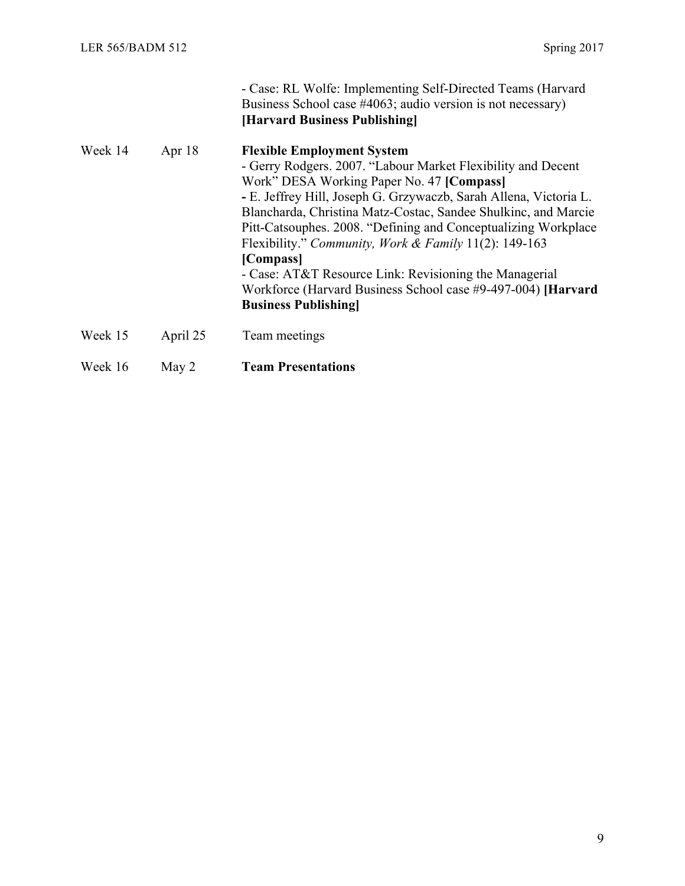| | | |
|---|---|---|
| | | - Case: RL Wolfe: Implementing Self-Directed Teams (Harvard Business School case #4063; audio version is not necessary) **[Harvard Business Publishing]** |
| Week 14 | Apr 18 | **Flexible Employment System**<br>- Gerry Rodgers. 2007. "Labour Market Flexibility and Decent Work" DESA Working Paper No. 47 **[Compass]**<br>**-** E. Jeffrey Hill, Joseph G. Grzywaczb, Sarah Allena, Victoria L. Blancharda, Christina Matz-Costac, Sandee Shulkinc, and Marcie Pitt-Catsouphes. 2008. "Defining and Conceptualizing Workplace Flexibility." *Community, Work & Family* 11(2): 149-163 **[Compass]**<br>- Case: AT&T Resource Link: Revisioning the Managerial Workforce (Harvard Business School case #9-497-004) **[Harvard Business Publishing]** |
| Week 15 | April 25 | Team meetings |
| Week 16 | May 2 | **Team Presentations** |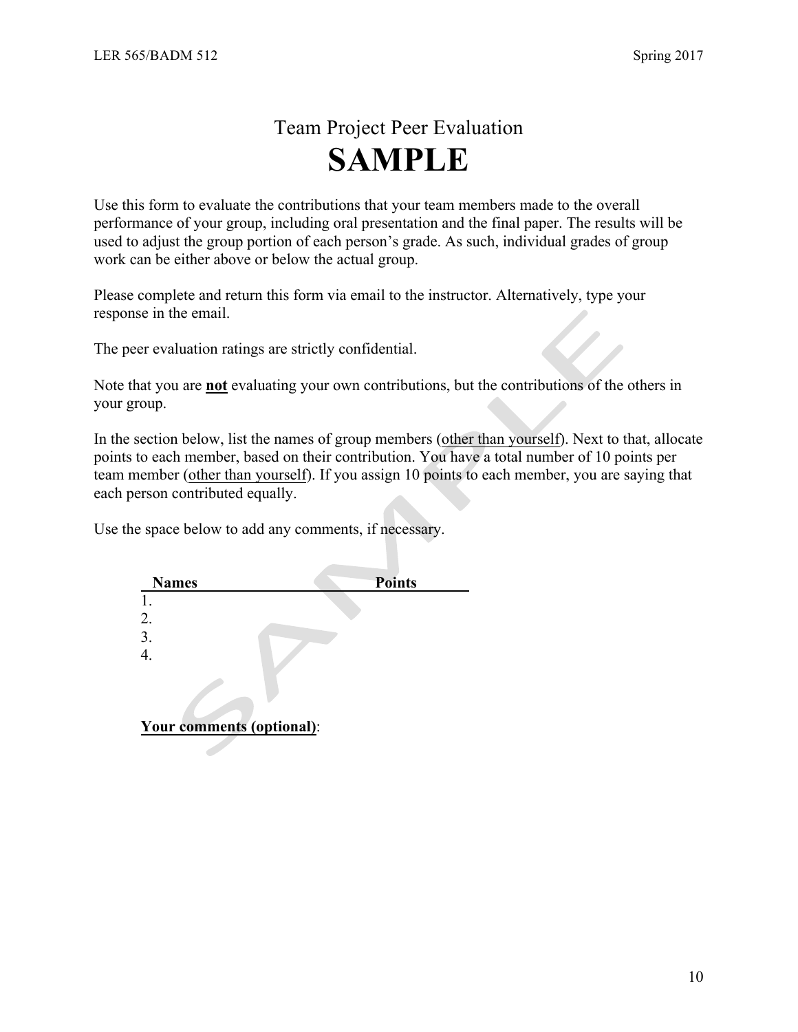# Team Project Peer Evaluation

# SAMPLE

Use this form to evaluate the contributions that your team members made to the overall performance of your group, including oral presentation and the final paper. The results will be used to adjust the group portion of each person's grade. As such, individual grades of group work can be either above or below the actual group.

Please complete and return this form via email to the instructor. Alternatively, type your response in the email.

The peer evaluation ratings are strictly confidential.

Note that you are **not** evaluating your own contributions, but the contributions of the others in your group.

In the section below, list the names of group members (other than yourself). Next to that, allocate points to each member, based on their contribution. You have a total number of 10 points per team member (other than yourself). If you assign 10 points to each member, you are saying that each person contributed equally.

Use the space below to add any comments, if necessary.

| Names | Points |
|---|---|
| 1. | |
| 2. | |
| 3. | |
| 4. | |

**Your comments (optional)**: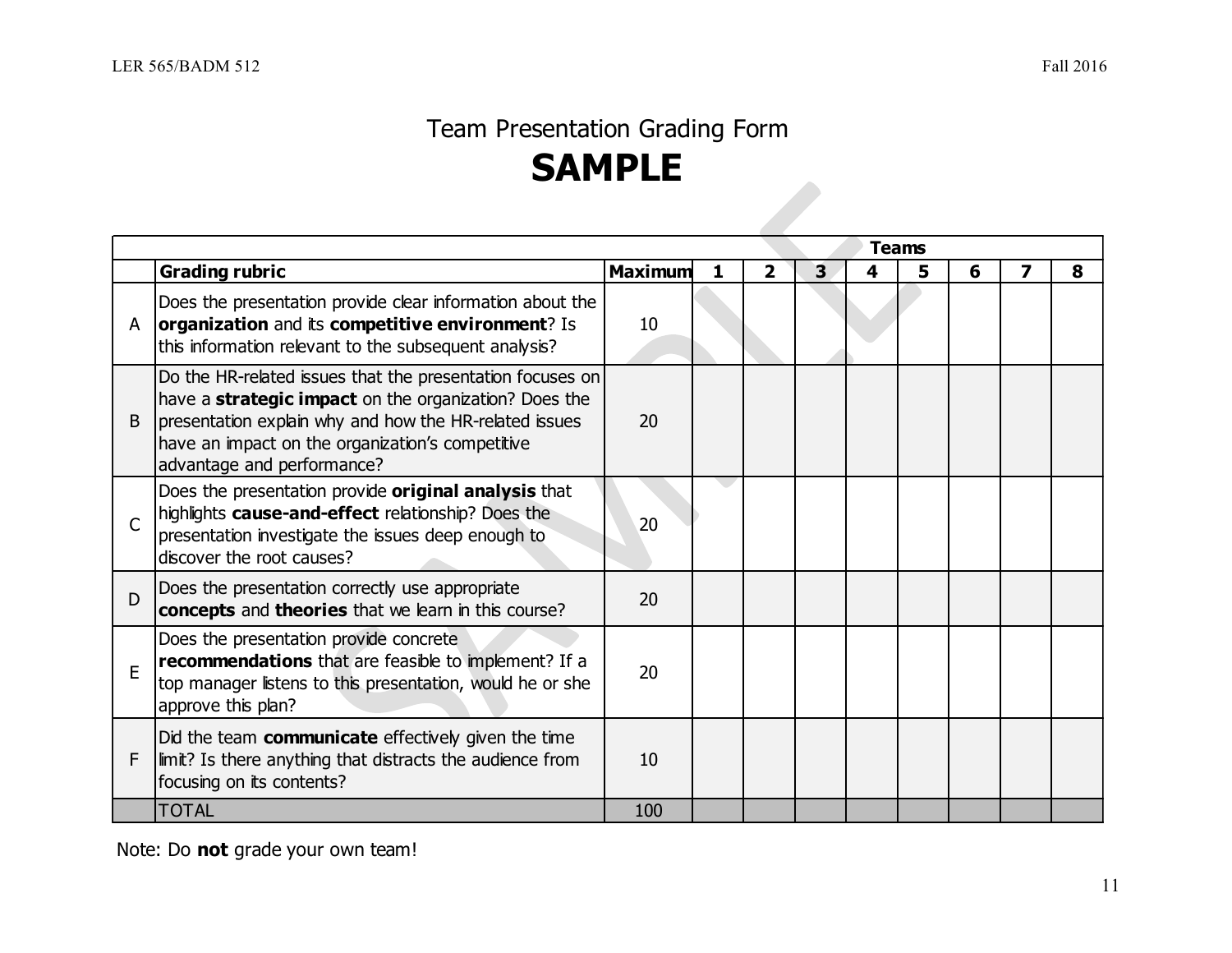# Team Presentation Grading Form

## SAMPLE

| | | | Teams | | | | | | | |
|---|---|---|---|---|---|---|---|---|---|---|
| | **Grading rubric** | **Maximum** | **1** | **2** | **3** | **4** | **5** | **6** | **7** | **8** |
| A | Does the presentation provide clear information about the **organization** and its **competitive environment**? Is this information relevant to the subsequent analysis? | 10 | | | | | | | | |
| B | Do the HR-related issues that the presentation focuses on have a **strategic impact** on the organization? Does the presentation explain why and how the HR-related issues have an impact on the organization's competitive advantage and performance? | 20 | | | | | | | | |
| C | Does the presentation provide **original analysis** that highlights **cause-and-effect** relationship? Does the presentation investigate the issues deep enough to discover the root causes? | 20 | | | | | | | | |
| D | Does the presentation correctly use appropriate **concepts** and **theories** that we learn in this course? | 20 | | | | | | | | |
| E | Does the presentation provide concrete **recommendations** that are feasible to implement? If a top manager listens to this presentation, would he or she approve this plan? | 20 | | | | | | | | |
| F | Did the team **communicate** effectively given the time limit? Is there anything that distracts the audience from focusing on its contents? | 10 | | | | | | | | |
| | TOTAL | 100 | | | | | | | | |

Note: Do **not** grade your own team!